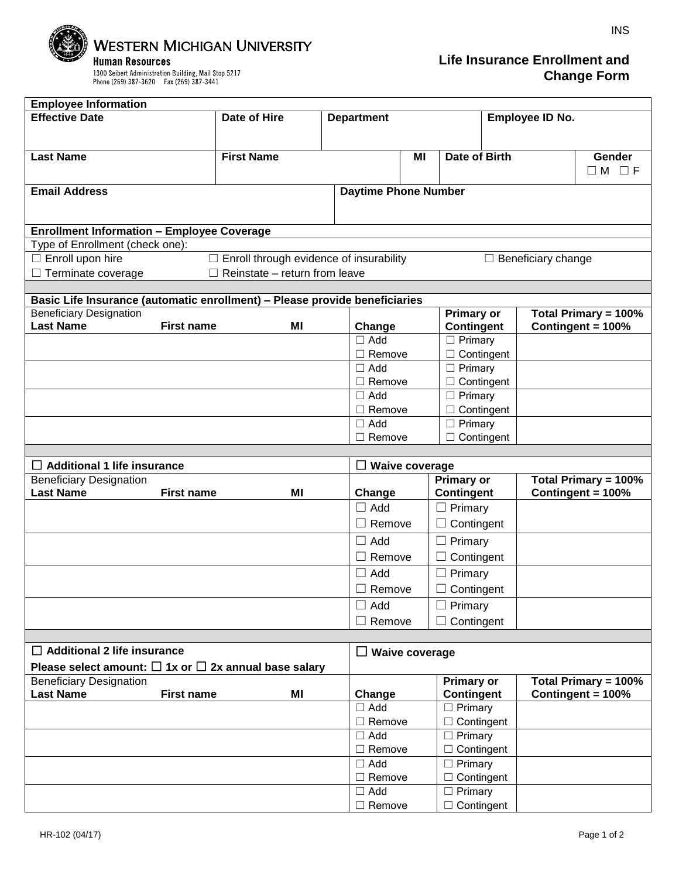INS

**WESTERN MICHIGAN UNIVERSITY**
**Human Resources**
1300 Seibert Administration Building, Mail Stop 5217
Phone (269) 387-3620 Fax (269) 387-3441

# Life Insurance Enrollment and Change Form

## Employee Information

| Effective Date | Date of Hire | Department | | Employee ID No. | |
|---|---|---|---|---|---|
| | | | | | |
| **Last Name** | **First Name** | **MI** | **Date of Birth** | | **Gender** ☐ M ☐ F |
| | | | | | |
| **Email Address** | | **Daytime Phone Number** | | | |
| | | | | | |

## Enrollment Information – Employee Coverage

Type of Enrollment (check one):

☐ Enroll upon hire ☐ Enroll through evidence of insurability ☐ Beneficiary change
☐ Terminate coverage ☐ Reinstate – return from leave

## Basic Life Insurance (automatic enrollment) – Please provide beneficiaries

| Beneficiary Designation Last Name | First name | MI | Change | Primary or Contingent | Total Primary = 100% Contingent = 100% |
|---|---|---|---|---|---|
| | | | ☐ Add ☐ Remove | ☐ Primary ☐ Contingent | |
| | | | ☐ Add ☐ Remove | ☐ Primary ☐ Contingent | |
| | | | ☐ Add ☐ Remove | ☐ Primary ☐ Contingent | |
| | | | ☐ Add ☐ Remove | ☐ Primary ☐ Contingent | |

## ☐ Additional 1 life insurance

☐ **Waive coverage**

| Beneficiary Designation Last Name | First name | MI | Change | Primary or Contingent | Total Primary = 100% Contingent = 100% |
|---|---|---|---|---|---|
| | | | ☐ Add ☐ Remove | ☐ Primary ☐ Contingent | |
| | | | ☐ Add ☐ Remove | ☐ Primary ☐ Contingent | |
| | | | ☐ Add ☐ Remove | ☐ Primary ☐ Contingent | |
| | | | ☐ Add ☐ Remove | ☐ Primary ☐ Contingent | |

## ☐ Additional 2 life insurance

**Please select amount:** ☐ **1x or** ☐ **2x annual base salary**

☐ **Waive coverage**

| Beneficiary Designation Last Name | First name | MI | Change | Primary or Contingent | Total Primary = 100% Contingent = 100% |
|---|---|---|---|---|---|
| | | | ☐ Add ☐ Remove | ☐ Primary ☐ Contingent | |
| | | | ☐ Add ☐ Remove | ☐ Primary ☐ Contingent | |
| | | | ☐ Add ☐ Remove | ☐ Primary ☐ Contingent | |
| | | | ☐ Add ☐ Remove | ☐ Primary ☐ Contingent | |

HR-102 (04/17)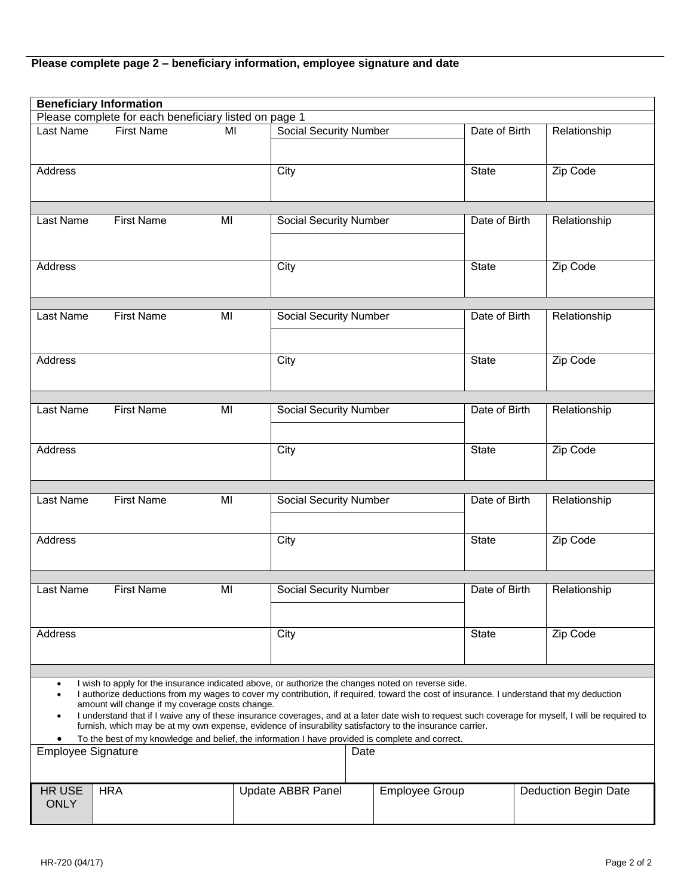**Please complete page 2 – beneficiary information, employee signature and date**

| **Beneficiary Information** | | | | |
|---|---|---|---|---|
| Please complete for each beneficiary listed on page 1 | | | | |
| Last Name First Name MI | Social Security Number | Date of Birth | Relationship | |
| Address | City | State | Zip Code | |
| Last Name First Name MI | Social Security Number | Date of Birth | Relationship | |
| Address | City | State | Zip Code | |
| Last Name First Name MI | Social Security Number | Date of Birth | Relationship | |
| Address | City | State | Zip Code | |
| Last Name First Name MI | Social Security Number | Date of Birth | Relationship | |
| Address | City | State | Zip Code | |
| Last Name First Name MI | Social Security Number | Date of Birth | Relationship | |
| Address | City | State | Zip Code | |
| Last Name First Name MI | Social Security Number | Date of Birth | Relationship | |
| Address | City | State | Zip Code | |

- I wish to apply for the insurance indicated above, or authorize the changes noted on reverse side.
- I authorize deductions from my wages to cover my contribution, if required, toward the cost of insurance. I understand that my deduction amount will change if my coverage costs change.
- I understand that if I waive any of these insurance coverages, and at a later date wish to request such coverage for myself, I will be required to furnish, which may be at my own expense, evidence of insurability satisfactory to the insurance carrier.
- To the best of my knowledge and belief, the information I have provided is complete and correct.

| Employee Signature | Date |
|---|---|
| | |

| HR USE ONLY | HRA | Update ABBR Panel | Employee Group | Deduction Begin Date |
|---|---|---|---|---|
| | | | | |

HR-720 (04/17)